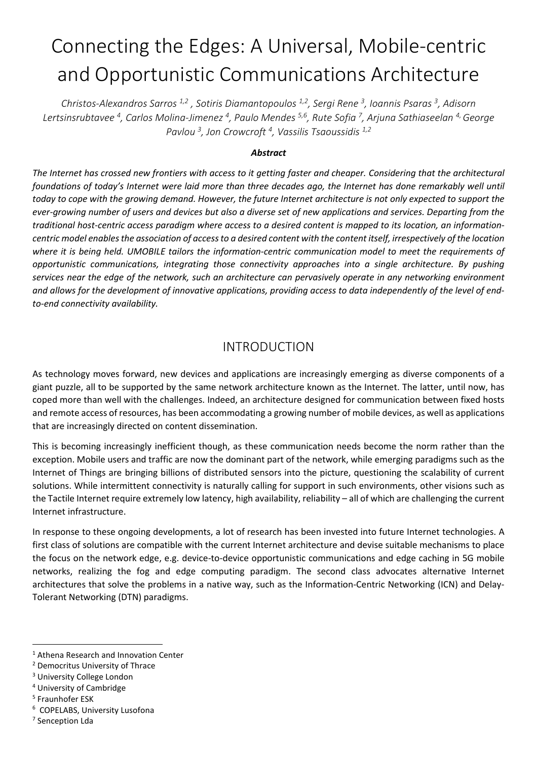# Connecting the Edges: A Universal, Mobile-centric and Opportunistic Communications Architecture

*Christos-Alexandros Sarros [1,2] , Sotiris Diamantopoulos [1,2], Sergi Rene [3], Ioannis Psaras [3], Adisorn Lertsinsrubtavee [4], Carlos Molina-Jimenez [4], Paulo Mendes [5,6], Rute Sofia [7], Arjuna Sathiaseelan [4,] George Pavlou [3], Jon Crowcroft [4], Vassilis Tsaoussidis [1,2]*

***Abstract***

*The Internet has crossed new frontiers with access to it getting faster and cheaper. Considering that the architectural foundations of today's Internet were laid more than three decades ago, the Internet has done remarkably well until today to cope with the growing demand. However, the future Internet architecture is not only expected to support the ever-growing number of users and devices but also a diverse set of new applications and services. Departing from the traditional host-centric access paradigm where access to a desired content is mapped to its location, an information-centric model enables the association of access to a desired content with the content itself, irrespectively of the location where it is being held. UMOBILE tailors the information-centric communication model to meet the requirements of opportunistic communications, integrating those connectivity approaches into a single architecture. By pushing services near the edge of the network, such an architecture can pervasively operate in any networking environment and allows for the development of innovative applications, providing access to data independently of the level of end-to-end connectivity availability.*

## INTRODUCTION

As technology moves forward, new devices and applications are increasingly emerging as diverse components of a giant puzzle, all to be supported by the same network architecture known as the Internet. The latter, until now, has coped more than well with the challenges. Indeed, an architecture designed for communication between fixed hosts and remote access of resources, has been accommodating a growing number of mobile devices, as well as applications that are increasingly directed on content dissemination.

This is becoming increasingly inefficient though, as these communication needs become the norm rather than the exception. Mobile users and traffic are now the dominant part of the network, while emerging paradigms such as the Internet of Things are bringing billions of distributed sensors into the picture, questioning the scalability of current solutions. While intermittent connectivity is naturally calling for support in such environments, other visions such as the Tactile Internet require extremely low latency, high availability, reliability – all of which are challenging the current Internet infrastructure.

In response to these ongoing developments, a lot of research has been invested into future Internet technologies. A first class of solutions are compatible with the current Internet architecture and devise suitable mechanisms to place the focus on the network edge, e.g. device-to-device opportunistic communications and edge caching in 5G mobile networks, realizing the fog and edge computing paradigm. The second class advocates alternative Internet architectures that solve the problems in a native way, such as the Information-Centric Networking (ICN) and Delay-Tolerant Networking (DTN) paradigms.

---

[1] Athena Research and Innovation Center
[2] Democritus University of Thrace
[3] University College London
[4] University of Cambridge
[5] Fraunhofer ESK
[6] COPELABS, University Lusofona
[7] Senception Lda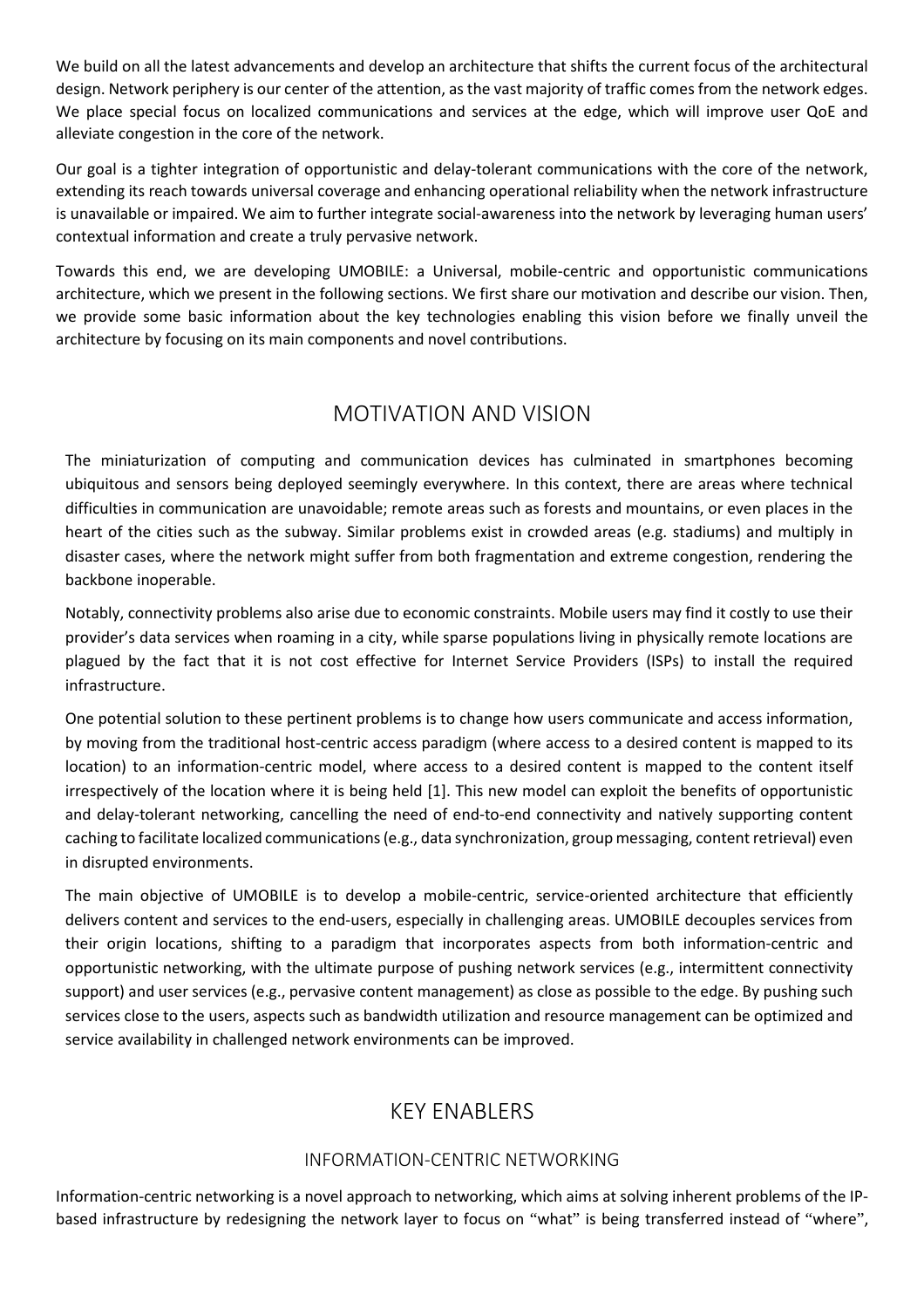We build on all the latest advancements and develop an architecture that shifts the current focus of the architectural design. Network periphery is our center of the attention, as the vast majority of traffic comes from the network edges. We place special focus on localized communications and services at the edge, which will improve user QoE and alleviate congestion in the core of the network.

Our goal is a tighter integration of opportunistic and delay-tolerant communications with the core of the network, extending its reach towards universal coverage and enhancing operational reliability when the network infrastructure is unavailable or impaired. We aim to further integrate social-awareness into the network by leveraging human users' contextual information and create a truly pervasive network.

Towards this end, we are developing UMOBILE: a Universal, mobile-centric and opportunistic communications architecture, which we present in the following sections. We first share our motivation and describe our vision. Then, we provide some basic information about the key technologies enabling this vision before we finally unveil the architecture by focusing on its main components and novel contributions.

## MOTIVATION AND VISION

The miniaturization of computing and communication devices has culminated in smartphones becoming ubiquitous and sensors being deployed seemingly everywhere. In this context, there are areas where technical difficulties in communication are unavoidable; remote areas such as forests and mountains, or even places in the heart of the cities such as the subway. Similar problems exist in crowded areas (e.g. stadiums) and multiply in disaster cases, where the network might suffer from both fragmentation and extreme congestion, rendering the backbone inoperable.

Notably, connectivity problems also arise due to economic constraints. Mobile users may find it costly to use their provider's data services when roaming in a city, while sparse populations living in physically remote locations are plagued by the fact that it is not cost effective for Internet Service Providers (ISPs) to install the required infrastructure.

One potential solution to these pertinent problems is to change how users communicate and access information, by moving from the traditional host-centric access paradigm (where access to a desired content is mapped to its location) to an information-centric model, where access to a desired content is mapped to the content itself irrespectively of the location where it is being held [1]. This new model can exploit the benefits of opportunistic and delay-tolerant networking, cancelling the need of end-to-end connectivity and natively supporting content caching to facilitate localized communications (e.g., data synchronization, group messaging, content retrieval) even in disrupted environments.

The main objective of UMOBILE is to develop a mobile-centric, service-oriented architecture that efficiently delivers content and services to the end-users, especially in challenging areas. UMOBILE decouples services from their origin locations, shifting to a paradigm that incorporates aspects from both information-centric and opportunistic networking, with the ultimate purpose of pushing network services (e.g., intermittent connectivity support) and user services (e.g., pervasive content management) as close as possible to the edge. By pushing such services close to the users, aspects such as bandwidth utilization and resource management can be optimized and service availability in challenged network environments can be improved.

## KEY ENABLERS

### INFORMATION-CENTRIC NETWORKING

Information-centric networking is a novel approach to networking, which aims at solving inherent problems of the IP-based infrastructure by redesigning the network layer to focus on "what" is being transferred instead of "where",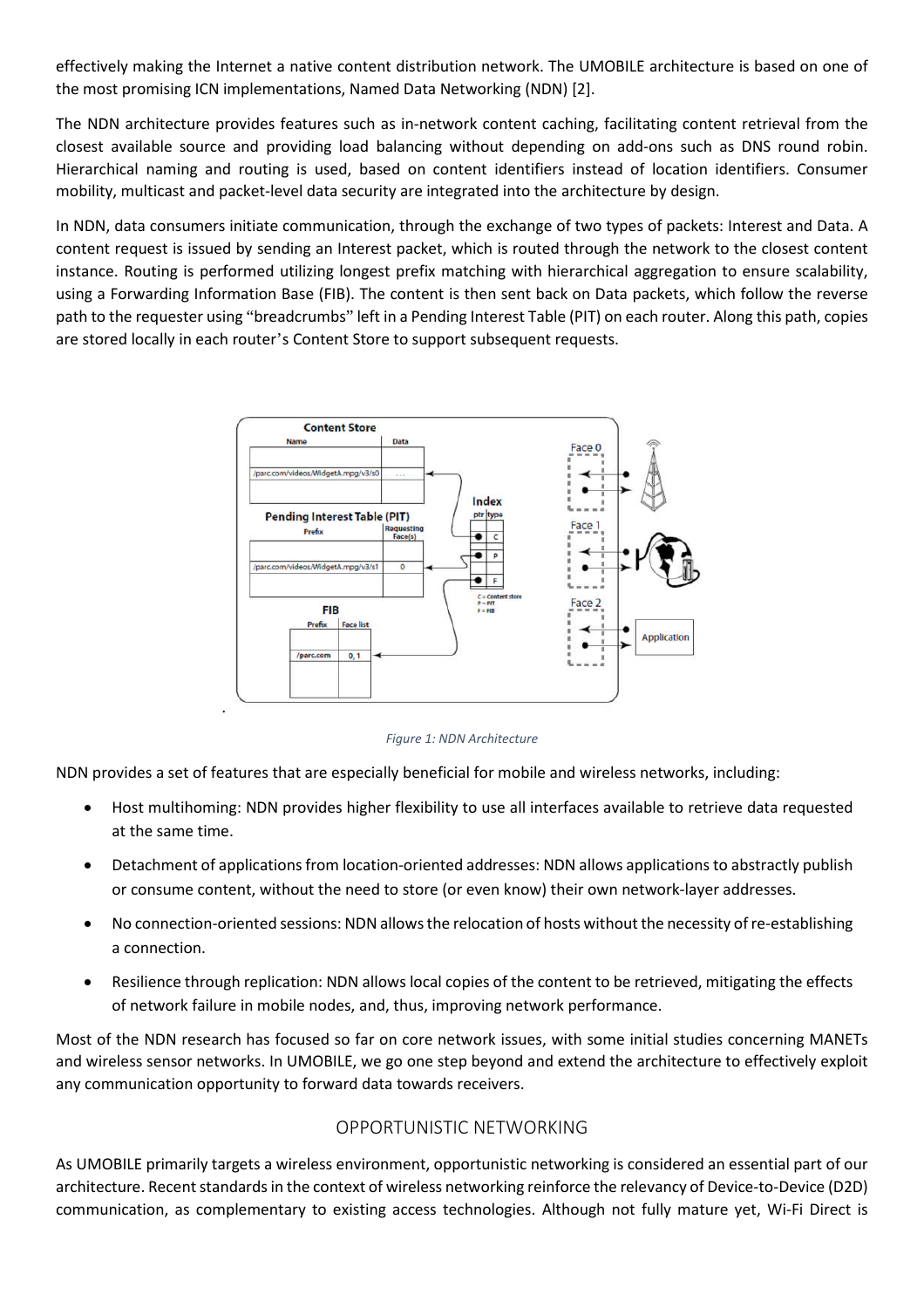effectively making the Internet a native content distribution network. The UMOBILE architecture is based on one of the most promising ICN implementations, Named Data Networking (NDN) [2].

The NDN architecture provides features such as in-network content caching, facilitating content retrieval from the closest available source and providing load balancing without depending on add-ons such as DNS round robin. Hierarchical naming and routing is used, based on content identifiers instead of location identifiers. Consumer mobility, multicast and packet-level data security are integrated into the architecture by design.

In NDN, data consumers initiate communication, through the exchange of two types of packets: Interest and Data. A content request is issued by sending an Interest packet, which is routed through the network to the closest content instance. Routing is performed utilizing longest prefix matching with hierarchical aggregation to ensure scalability, using a Forwarding Information Base (FIB). The content is then sent back on Data packets, which follow the reverse path to the requester using "breadcrumbs" left in a Pending Interest Table (PIT) on each router. Along this path, copies are stored locally in each router's Content Store to support subsequent requests.

*Figure 1: NDN Architecture*

NDN provides a set of features that are especially beneficial for mobile and wireless networks, including:

- Host multihoming: NDN provides higher flexibility to use all interfaces available to retrieve data requested at the same time.
- Detachment of applications from location-oriented addresses: NDN allows applications to abstractly publish or consume content, without the need to store (or even know) their own network-layer addresses.
- No connection-oriented sessions: NDN allows the relocation of hosts without the necessity of re-establishing a connection.
- Resilience through replication: NDN allows local copies of the content to be retrieved, mitigating the effects of network failure in mobile nodes, and, thus, improving network performance.

Most of the NDN research has focused so far on core network issues, with some initial studies concerning MANETs and wireless sensor networks. In UMOBILE, we go one step beyond and extend the architecture to effectively exploit any communication opportunity to forward data towards receivers.

## OPPORTUNISTIC NETWORKING

As UMOBILE primarily targets a wireless environment, opportunistic networking is considered an essential part of our architecture. Recent standards in the context of wireless networking reinforce the relevancy of Device-to-Device (D2D) communication, as complementary to existing access technologies. Although not fully mature yet, Wi-Fi Direct is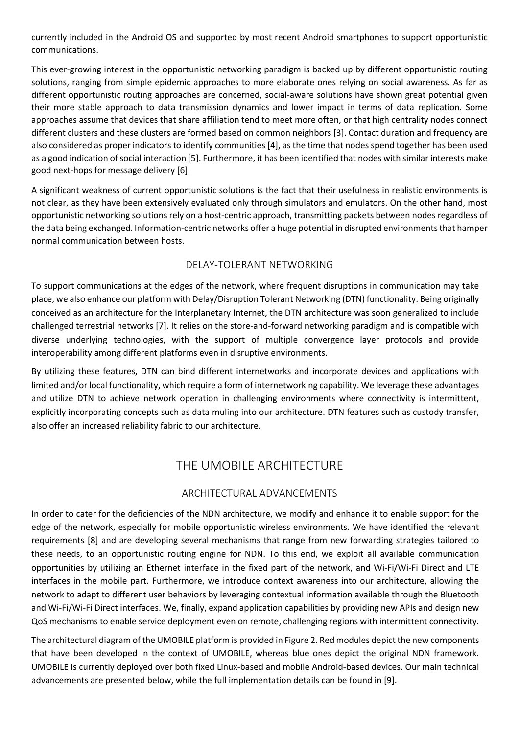currently included in the Android OS and supported by most recent Android smartphones to support opportunistic communications.

This ever-growing interest in the opportunistic networking paradigm is backed up by different opportunistic routing solutions, ranging from simple epidemic approaches to more elaborate ones relying on social awareness. As far as different opportunistic routing approaches are concerned, social-aware solutions have shown great potential given their more stable approach to data transmission dynamics and lower impact in terms of data replication. Some approaches assume that devices that share affiliation tend to meet more often, or that high centrality nodes connect different clusters and these clusters are formed based on common neighbors [3]. Contact duration and frequency are also considered as proper indicators to identify communities [4], as the time that nodes spend together has been used as a good indication of social interaction [5]. Furthermore, it has been identified that nodes with similar interests make good next-hops for message delivery [6].

A significant weakness of current opportunistic solutions is the fact that their usefulness in realistic environments is not clear, as they have been extensively evaluated only through simulators and emulators. On the other hand, most opportunistic networking solutions rely on a host-centric approach, transmitting packets between nodes regardless of the data being exchanged. Information-centric networks offer a huge potential in disrupted environments that hamper normal communication between hosts.

### DELAY-TOLERANT NETWORKING

To support communications at the edges of the network, where frequent disruptions in communication may take place, we also enhance our platform with Delay/Disruption Tolerant Networking (DTN) functionality. Being originally conceived as an architecture for the Interplanetary Internet, the DTN architecture was soon generalized to include challenged terrestrial networks [7]. It relies on the store-and-forward networking paradigm and is compatible with diverse underlying technologies, with the support of multiple convergence layer protocols and provide interoperability among different platforms even in disruptive environments.

By utilizing these features, DTN can bind different internetworks and incorporate devices and applications with limited and/or local functionality, which require a form of internetworking capability. We leverage these advantages and utilize DTN to achieve network operation in challenging environments where connectivity is intermittent, explicitly incorporating concepts such as data muling into our architecture. DTN features such as custody transfer, also offer an increased reliability fabric to our architecture.

## THE UMOBILE ARCHITECTURE

### ARCHITECTURAL ADVANCEMENTS

In order to cater for the deficiencies of the NDN architecture, we modify and enhance it to enable support for the edge of the network, especially for mobile opportunistic wireless environments. We have identified the relevant requirements [8] and are developing several mechanisms that range from new forwarding strategies tailored to these needs, to an opportunistic routing engine for NDN. To this end, we exploit all available communication opportunities by utilizing an Ethernet interface in the fixed part of the network, and Wi-Fi/Wi-Fi Direct and LTE interfaces in the mobile part. Furthermore, we introduce context awareness into our architecture, allowing the network to adapt to different user behaviors by leveraging contextual information available through the Bluetooth and Wi-Fi/Wi-Fi Direct interfaces. We, finally, expand application capabilities by providing new APIs and design new QoS mechanisms to enable service deployment even on remote, challenging regions with intermittent connectivity.

The architectural diagram of the UMOBILE platform is provided in Figure 2. Red modules depict the new components that have been developed in the context of UMOBILE, whereas blue ones depict the original NDN framework. UMOBILE is currently deployed over both fixed Linux-based and mobile Android-based devices. Our main technical advancements are presented below, while the full implementation details can be found in [9].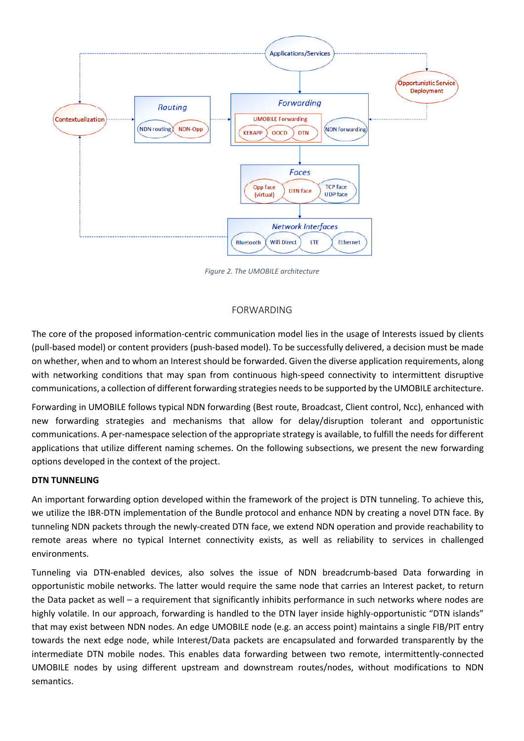Figure 2. The UMOBILE architecture

## FORWARDING

The core of the proposed information-centric communication model lies in the usage of Interests issued by clients (pull-based model) or content providers (push-based model). To be successfully delivered, a decision must be made on whether, when and to whom an Interest should be forwarded. Given the diverse application requirements, along with networking conditions that may span from continuous high-speed connectivity to intermittent disruptive communications, a collection of different forwarding strategies needs to be supported by the UMOBILE architecture.

Forwarding in UMOBILE follows typical NDN forwarding (Best route, Broadcast, Client control, Ncc), enhanced with new forwarding strategies and mechanisms that allow for delay/disruption tolerant and opportunistic communications. A per-namespace selection of the appropriate strategy is available, to fulfill the needs for different applications that utilize different naming schemes. On the following subsections, we present the new forwarding options developed in the context of the project.

### DTN TUNNELING

An important forwarding option developed within the framework of the project is DTN tunneling. To achieve this, we utilize the IBR-DTN implementation of the Bundle protocol and enhance NDN by creating a novel DTN face. By tunneling NDN packets through the newly-created DTN face, we extend NDN operation and provide reachability to remote areas where no typical Internet connectivity exists, as well as reliability to services in challenged environments.

Tunneling via DTN-enabled devices, also solves the issue of NDN breadcrumb-based Data forwarding in opportunistic mobile networks. The latter would require the same node that carries an Interest packet, to return the Data packet as well – a requirement that significantly inhibits performance in such networks where nodes are highly volatile. In our approach, forwarding is handled to the DTN layer inside highly-opportunistic "DTN islands" that may exist between NDN nodes. An edge UMOBILE node (e.g. an access point) maintains a single FIB/PIT entry towards the next edge node, while Interest/Data packets are encapsulated and forwarded transparently by the intermediate DTN mobile nodes. This enables data forwarding between two remote, intermittently-connected UMOBILE nodes by using different upstream and downstream routes/nodes, without modifications to NDN semantics.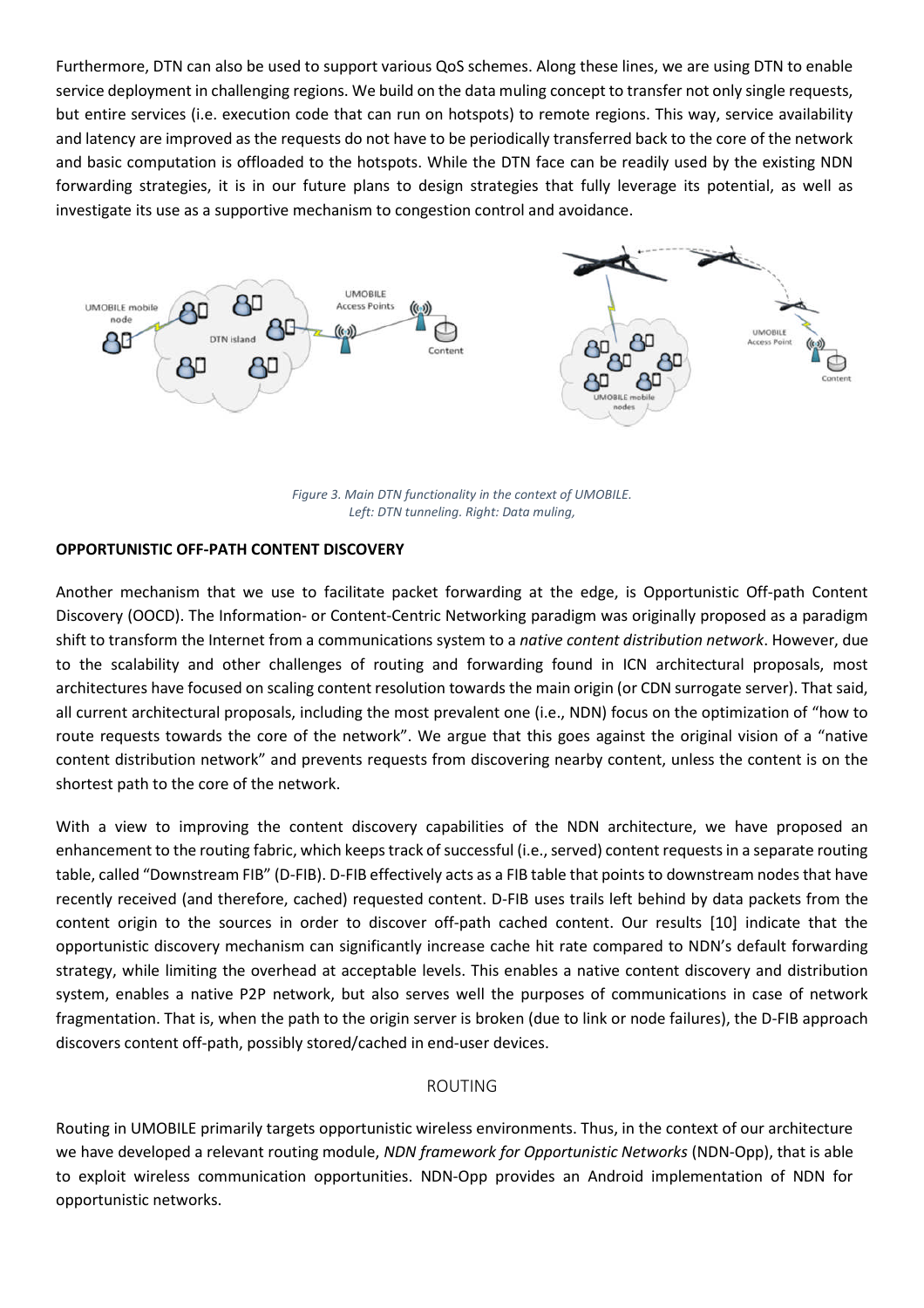Furthermore, DTN can also be used to support various QoS schemes. Along these lines, we are using DTN to enable service deployment in challenging regions. We build on the data muling concept to transfer not only single requests, but entire services (i.e. execution code that can run on hotspots) to remote regions. This way, service availability and latency are improved as the requests do not have to be periodically transferred back to the core of the network and basic computation is offloaded to the hotspots. While the DTN face can be readily used by the existing NDN forwarding strategies, it is in our future plans to design strategies that fully leverage its potential, as well as investigate its use as a supportive mechanism to congestion control and avoidance.

*Figure 3. Main DTN functionality in the context of UMOBILE.*
*Left: DTN tunneling. Right: Data muling,*

**OPPORTUNISTIC OFF-PATH CONTENT DISCOVERY**

Another mechanism that we use to facilitate packet forwarding at the edge, is Opportunistic Off-path Content Discovery (OOCD). The Information- or Content-Centric Networking paradigm was originally proposed as a paradigm shift to transform the Internet from a communications system to a *native content distribution network*. However, due to the scalability and other challenges of routing and forwarding found in ICN architectural proposals, most architectures have focused on scaling content resolution towards the main origin (or CDN surrogate server). That said, all current architectural proposals, including the most prevalent one (i.e., NDN) focus on the optimization of "how to route requests towards the core of the network". We argue that this goes against the original vision of a "native content distribution network" and prevents requests from discovering nearby content, unless the content is on the shortest path to the core of the network.

With a view to improving the content discovery capabilities of the NDN architecture, we have proposed an enhancement to the routing fabric, which keeps track of successful (i.e., served) content requests in a separate routing table, called "Downstream FIB" (D-FIB). D-FIB effectively acts as a FIB table that points to downstream nodes that have recently received (and therefore, cached) requested content. D-FIB uses trails left behind by data packets from the content origin to the sources in order to discover off-path cached content. Our results [10] indicate that the opportunistic discovery mechanism can significantly increase cache hit rate compared to NDN's default forwarding strategy, while limiting the overhead at acceptable levels. This enables a native content discovery and distribution system, enables a native P2P network, but also serves well the purposes of communications in case of network fragmentation. That is, when the path to the origin server is broken (due to link or node failures), the D-FIB approach discovers content off-path, possibly stored/cached in end-user devices.

## ROUTING

Routing in UMOBILE primarily targets opportunistic wireless environments. Thus, in the context of our architecture we have developed a relevant routing module, *NDN framework for Opportunistic Networks* (NDN-Opp), that is able to exploit wireless communication opportunities. NDN-Opp provides an Android implementation of NDN for opportunistic networks.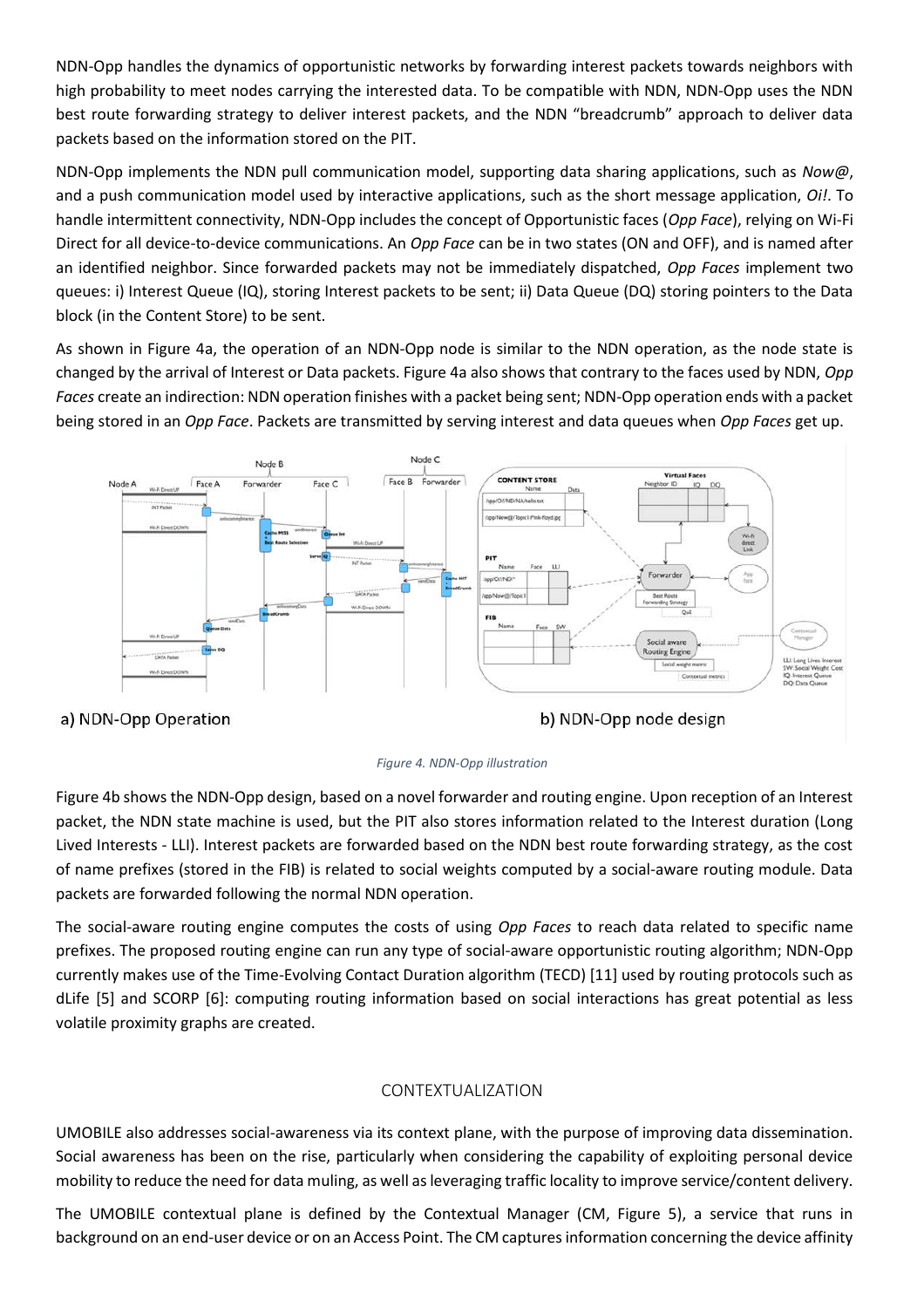NDN-Opp handles the dynamics of opportunistic networks by forwarding interest packets towards neighbors with high probability to meet nodes carrying the interested data. To be compatible with NDN, NDN-Opp uses the NDN best route forwarding strategy to deliver interest packets, and the NDN "breadcrumb" approach to deliver data packets based on the information stored on the PIT.

NDN-Opp implements the NDN pull communication model, supporting data sharing applications, such as *Now@*, and a push communication model used by interactive applications, such as the short message application, *Oi!*. To handle intermittent connectivity, NDN-Opp includes the concept of Opportunistic faces (*Opp Face*), relying on Wi-Fi Direct for all device-to-device communications. An *Opp Face* can be in two states (ON and OFF), and is named after an identified neighbor. Since forwarded packets may not be immediately dispatched, *Opp Faces* implement two queues: i) Interest Queue (IQ), storing Interest packets to be sent; ii) Data Queue (DQ) storing pointers to the Data block (in the Content Store) to be sent.

As shown in Figure 4a, the operation of an NDN-Opp node is similar to the NDN operation, as the node state is changed by the arrival of Interest or Data packets. Figure 4a also shows that contrary to the faces used by NDN, *Opp Faces* create an indirection: NDN operation finishes with a packet being sent; NDN-Opp operation ends with a packet being stored in an *Opp Face*. Packets are transmitted by serving interest and data queues when *Opp Faces* get up.

a) NDN-Opp Operation b) NDN-Opp node design

*Figure 4. NDN-Opp illustration*

Figure 4b shows the NDN-Opp design, based on a novel forwarder and routing engine. Upon reception of an Interest packet, the NDN state machine is used, but the PIT also stores information related to the Interest duration (Long Lived Interests - LLI). Interest packets are forwarded based on the NDN best route forwarding strategy, as the cost of name prefixes (stored in the FIB) is related to social weights computed by a social-aware routing module. Data packets are forwarded following the normal NDN operation.

The social-aware routing engine computes the costs of using *Opp Faces* to reach data related to specific name prefixes. The proposed routing engine can run any type of social-aware opportunistic routing algorithm; NDN-Opp currently makes use of the Time-Evolving Contact Duration algorithm (TECD) [11] used by routing protocols such as dLife [5] and SCORP [6]: computing routing information based on social interactions has great potential as less volatile proximity graphs are created.

## CONTEXTUALIZATION

UMOBILE also addresses social-awareness via its context plane, with the purpose of improving data dissemination. Social awareness has been on the rise, particularly when considering the capability of exploiting personal device mobility to reduce the need for data muling, as well as leveraging traffic locality to improve service/content delivery.

The UMOBILE contextual plane is defined by the Contextual Manager (CM, Figure 5), a service that runs in background on an end-user device or on an Access Point. The CM captures information concerning the device affinity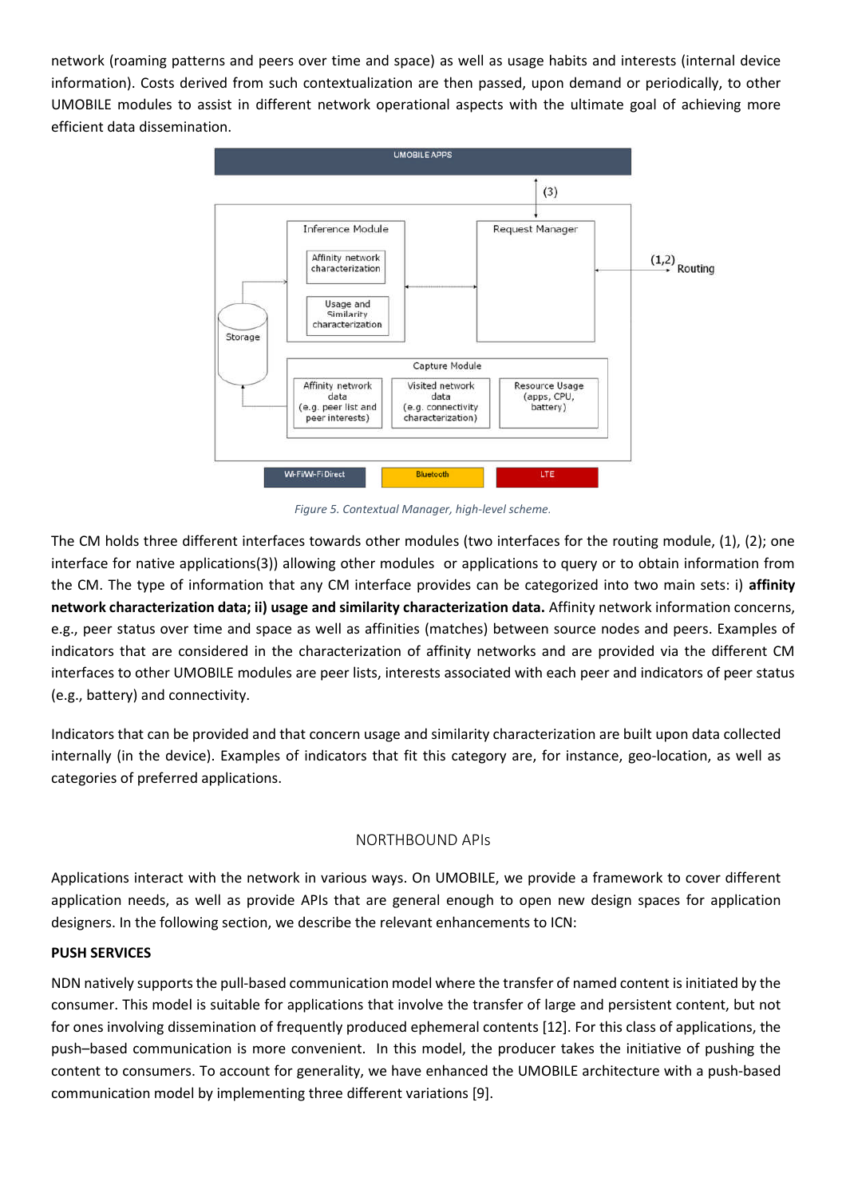network (roaming patterns and peers over time and space) as well as usage habits and interests (internal device information). Costs derived from such contextualization are then passed, upon demand or periodically, to other UMOBILE modules to assist in different network operational aspects with the ultimate goal of achieving more efficient data dissemination.

*Figure 5. Contextual Manager, high-level scheme.*

The CM holds three different interfaces towards other modules (two interfaces for the routing module, (1), (2); one interface for native applications(3)) allowing other modules or applications to query or to obtain information from the CM. The type of information that any CM interface provides can be categorized into two main sets: i) **affinity network characterization data; ii) usage and similarity characterization data.** Affinity network information concerns, e.g., peer status over time and space as well as affinities (matches) between source nodes and peers. Examples of indicators that are considered in the characterization of affinity networks and are provided via the different CM interfaces to other UMOBILE modules are peer lists, interests associated with each peer and indicators of peer status (e.g., battery) and connectivity.

Indicators that can be provided and that concern usage and similarity characterization are built upon data collected internally (in the device). Examples of indicators that fit this category are, for instance, geo-location, as well as categories of preferred applications.

## NORTHBOUND APIs

Applications interact with the network in various ways. On UMOBILE, we provide a framework to cover different application needs, as well as provide APIs that are general enough to open new design spaces for application designers. In the following section, we describe the relevant enhancements to ICN:

### PUSH SERVICES

NDN natively supports the pull-based communication model where the transfer of named content is initiated by the consumer. This model is suitable for applications that involve the transfer of large and persistent content, but not for ones involving dissemination of frequently produced ephemeral contents [12]. For this class of applications, the push–based communication is more convenient. In this model, the producer takes the initiative of pushing the content to consumers. To account for generality, we have enhanced the UMOBILE architecture with a push-based communication model by implementing three different variations [9].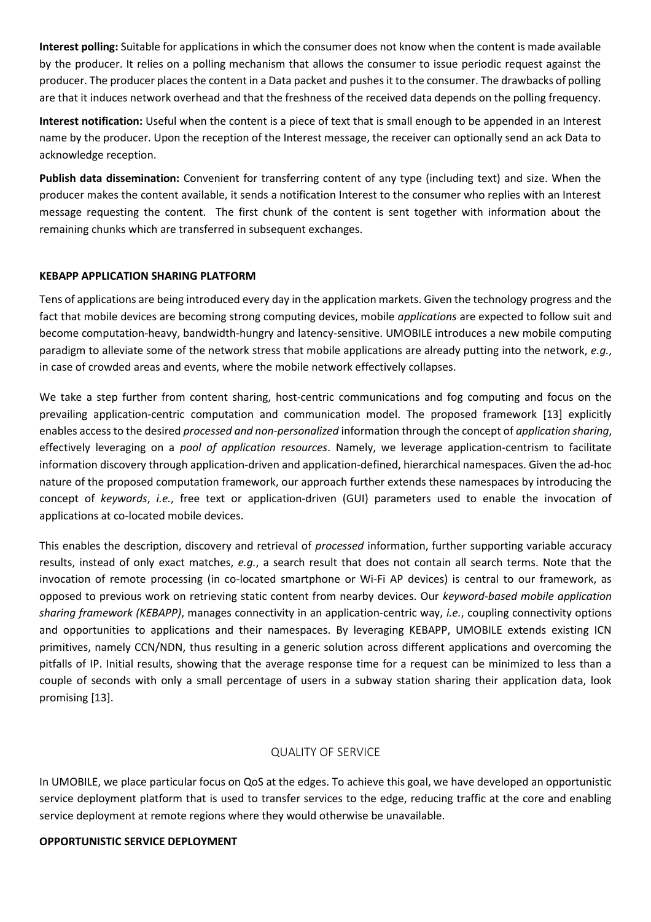**Interest polling:** Suitable for applications in which the consumer does not know when the content is made available by the producer. It relies on a polling mechanism that allows the consumer to issue periodic request against the producer. The producer places the content in a Data packet and pushes it to the consumer. The drawbacks of polling are that it induces network overhead and that the freshness of the received data depends on the polling frequency.

**Interest notification:** Useful when the content is a piece of text that is small enough to be appended in an Interest name by the producer. Upon the reception of the Interest message, the receiver can optionally send an ack Data to acknowledge reception.

**Publish data dissemination:** Convenient for transferring content of any type (including text) and size. When the producer makes the content available, it sends a notification Interest to the consumer who replies with an Interest message requesting the content. The first chunk of the content is sent together with information about the remaining chunks which are transferred in subsequent exchanges.

**KEBAPP APPLICATION SHARING PLATFORM**

Tens of applications are being introduced every day in the application markets. Given the technology progress and the fact that mobile devices are becoming strong computing devices, mobile *applications* are expected to follow suit and become computation-heavy, bandwidth-hungry and latency-sensitive. UMOBILE introduces a new mobile computing paradigm to alleviate some of the network stress that mobile applications are already putting into the network, *e.g.*, in case of crowded areas and events, where the mobile network effectively collapses.

We take a step further from content sharing, host-centric communications and fog computing and focus on the prevailing application-centric computation and communication model. The proposed framework [13] explicitly enables access to the desired *processed and non-personalized* information through the concept of *application sharing*, effectively leveraging on a *pool of application resources*. Namely, we leverage application-centrism to facilitate information discovery through application-driven and application-defined, hierarchical namespaces. Given the ad-hoc nature of the proposed computation framework, our approach further extends these namespaces by introducing the concept of *keywords*, *i.e.*, free text or application-driven (GUI) parameters used to enable the invocation of applications at co-located mobile devices.

This enables the description, discovery and retrieval of *processed* information, further supporting variable accuracy results, instead of only exact matches, *e.g.*, a search result that does not contain all search terms. Note that the invocation of remote processing (in co-located smartphone or Wi-Fi AP devices) is central to our framework, as opposed to previous work on retrieving static content from nearby devices. Our *keyword-based mobile application sharing framework (KEBAPP)*, manages connectivity in an application-centric way, *i.e.*, coupling connectivity options and opportunities to applications and their namespaces. By leveraging KEBAPP, UMOBILE extends existing ICN primitives, namely CCN/NDN, thus resulting in a generic solution across different applications and overcoming the pitfalls of IP. Initial results, showing that the average response time for a request can be minimized to less than a couple of seconds with only a small percentage of users in a subway station sharing their application data, look promising [13].

## QUALITY OF SERVICE

In UMOBILE, we place particular focus on QoS at the edges. To achieve this goal, we have developed an opportunistic service deployment platform that is used to transfer services to the edge, reducing traffic at the core and enabling service deployment at remote regions where they would otherwise be unavailable.

**OPPORTUNISTIC SERVICE DEPLOYMENT**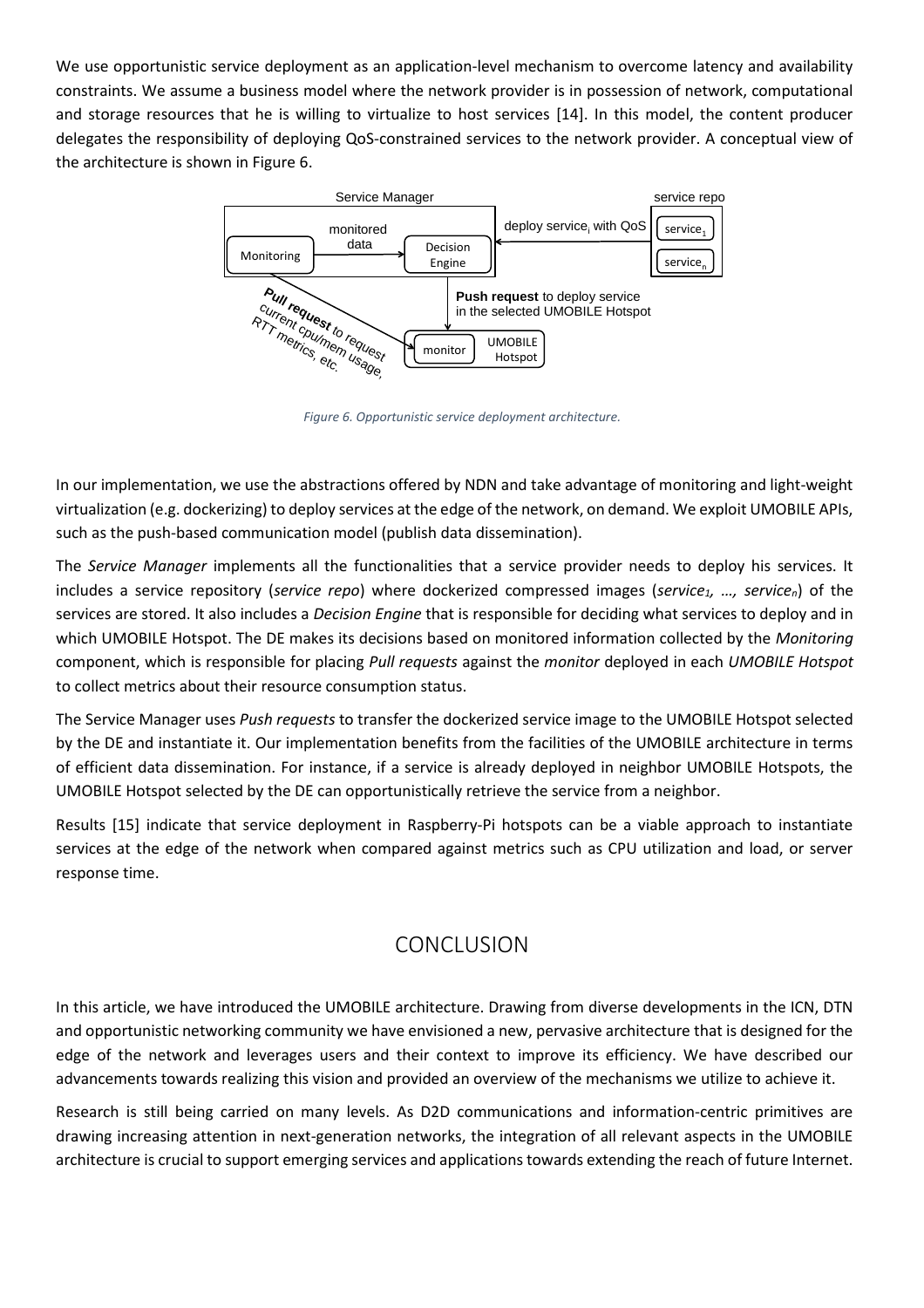We use opportunistic service deployment as an application-level mechanism to overcome latency and availability constraints. We assume a business model where the network provider is in possession of network, computational and storage resources that he is willing to virtualize to host services [14]. In this model, the content producer delegates the responsibility of deploying QoS-constrained services to the network provider. A conceptual view of the architecture is shown in Figure 6.

*Figure 6. Opportunistic service deployment architecture.*

In our implementation, we use the abstractions offered by NDN and take advantage of monitoring and light-weight virtualization (e.g. dockerizing) to deploy services at the edge of the network, on demand. We exploit UMOBILE APIs, such as the push-based communication model (publish data dissemination).

The *Service Manager* implements all the functionalities that a service provider needs to deploy his services. It includes a service repository (*service repo*) where dockerized compressed images (*service*$_1$*, …, service*$_n$) of the services are stored. It also includes a *Decision Engine* that is responsible for deciding what services to deploy and in which UMOBILE Hotspot. The DE makes its decisions based on monitored information collected by the *Monitoring* component, which is responsible for placing *Pull requests* against the *monitor* deployed in each *UMOBILE Hotspot* to collect metrics about their resource consumption status.

The Service Manager uses *Push requests* to transfer the dockerized service image to the UMOBILE Hotspot selected by the DE and instantiate it. Our implementation benefits from the facilities of the UMOBILE architecture in terms of efficient data dissemination. For instance, if a service is already deployed in neighbor UMOBILE Hotspots, the UMOBILE Hotspot selected by the DE can opportunistically retrieve the service from a neighbor.

Results [15] indicate that service deployment in Raspberry-Pi hotspots can be a viable approach to instantiate services at the edge of the network when compared against metrics such as CPU utilization and load, or server response time.

# CONCLUSION

In this article, we have introduced the UMOBILE architecture. Drawing from diverse developments in the ICN, DTN and opportunistic networking community we have envisioned a new, pervasive architecture that is designed for the edge of the network and leverages users and their context to improve its efficiency. We have described our advancements towards realizing this vision and provided an overview of the mechanisms we utilize to achieve it.

Research is still being carried on many levels. As D2D communications and information-centric primitives are drawing increasing attention in next-generation networks, the integration of all relevant aspects in the UMOBILE architecture is crucial to support emerging services and applications towards extending the reach of future Internet.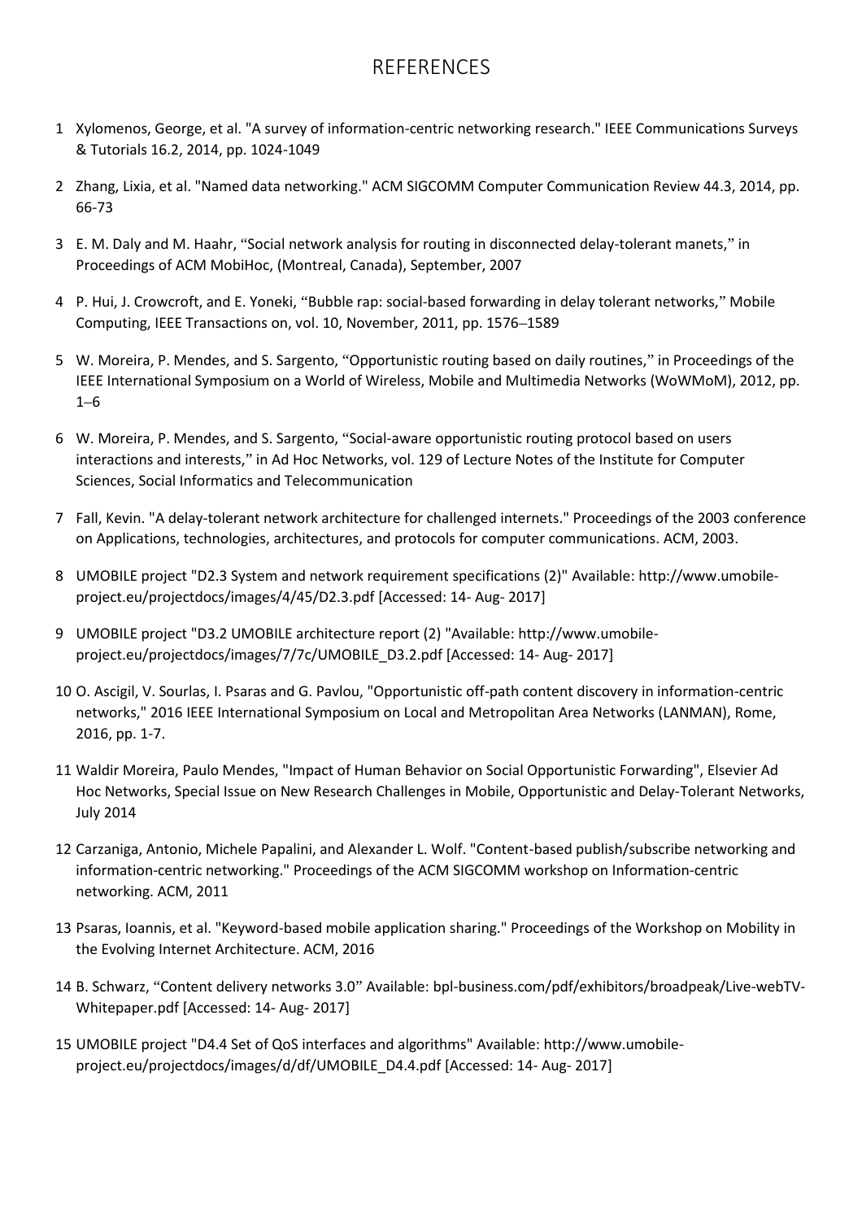# REFERENCES

1. Xylomenos, George, et al. "A survey of information-centric networking research." IEEE Communications Surveys & Tutorials 16.2, 2014, pp. 1024-1049
2. Zhang, Lixia, et al. "Named data networking." ACM SIGCOMM Computer Communication Review 44.3, 2014, pp. 66-73
3. E. M. Daly and M. Haahr, "Social network analysis for routing in disconnected delay-tolerant manets," in Proceedings of ACM MobiHoc, (Montreal, Canada), September, 2007
4. P. Hui, J. Crowcroft, and E. Yoneki, "Bubble rap: social-based forwarding in delay tolerant networks," Mobile Computing, IEEE Transactions on, vol. 10, November, 2011, pp. 1576–1589
5. W. Moreira, P. Mendes, and S. Sargento, "Opportunistic routing based on daily routines," in Proceedings of the IEEE International Symposium on a World of Wireless, Mobile and Multimedia Networks (WoWMoM), 2012, pp. 1–6
6. W. Moreira, P. Mendes, and S. Sargento, "Social-aware opportunistic routing protocol based on users interactions and interests," in Ad Hoc Networks, vol. 129 of Lecture Notes of the Institute for Computer Sciences, Social Informatics and Telecommunication
7. Fall, Kevin. "A delay-tolerant network architecture for challenged internets." Proceedings of the 2003 conference on Applications, technologies, architectures, and protocols for computer communications. ACM, 2003.
8. UMOBILE project "D2.3 System and network requirement specifications (2)" Available: http://www.umobile-project.eu/projectdocs/images/4/45/D2.3.pdf [Accessed: 14- Aug- 2017]
9. UMOBILE project "D3.2 UMOBILE architecture report (2) "Available: http://www.umobile-project.eu/projectdocs/images/7/7c/UMOBILE_D3.2.pdf [Accessed: 14- Aug- 2017]
10. O. Ascigil, V. Sourlas, I. Psaras and G. Pavlou, "Opportunistic off-path content discovery in information-centric networks," 2016 IEEE International Symposium on Local and Metropolitan Area Networks (LANMAN), Rome, 2016, pp. 1-7.
11. Waldir Moreira, Paulo Mendes, "Impact of Human Behavior on Social Opportunistic Forwarding", Elsevier Ad Hoc Networks, Special Issue on New Research Challenges in Mobile, Opportunistic and Delay-Tolerant Networks, July 2014
12. Carzaniga, Antonio, Michele Papalini, and Alexander L. Wolf. "Content-based publish/subscribe networking and information-centric networking." Proceedings of the ACM SIGCOMM workshop on Information-centric networking. ACM, 2011
13. Psaras, Ioannis, et al. "Keyword-based mobile application sharing." Proceedings of the Workshop on Mobility in the Evolving Internet Architecture. ACM, 2016
14. B. Schwarz, "Content delivery networks 3.0" Available: bpl-business.com/pdf/exhibitors/broadpeak/Live-webTV-Whitepaper.pdf [Accessed: 14- Aug- 2017]
15. UMOBILE project "D4.4 Set of QoS interfaces and algorithms" Available: http://www.umobile-project.eu/projectdocs/images/d/df/UMOBILE_D4.4.pdf [Accessed: 14- Aug- 2017]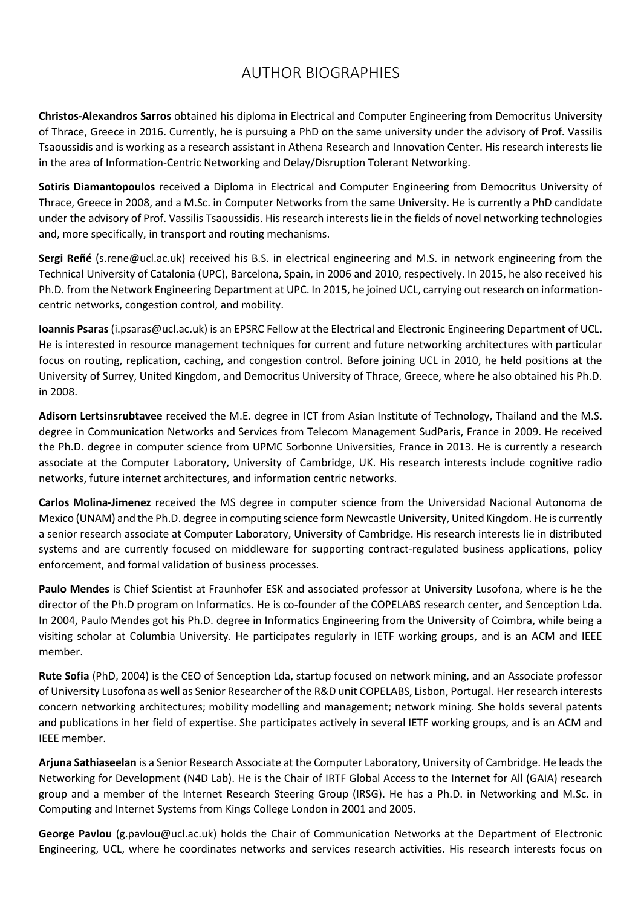# AUTHOR BIOGRAPHIES

**Christos-Alexandros Sarros** obtained his diploma in Electrical and Computer Engineering from Democritus University of Thrace, Greece in 2016. Currently, he is pursuing a PhD on the same university under the advisory of Prof. Vassilis Tsaoussidis and is working as a research assistant in Athena Research and Innovation Center. His research interests lie in the area of Information-Centric Networking and Delay/Disruption Tolerant Networking.

**Sotiris Diamantopoulos** received a Diploma in Electrical and Computer Engineering from Democritus University of Thrace, Greece in 2008, and a M.Sc. in Computer Networks from the same University. He is currently a PhD candidate under the advisory of Prof. Vassilis Tsaoussidis. His research interests lie in the fields of novel networking technologies and, more specifically, in transport and routing mechanisms.

**Sergi Reñé** (s.rene@ucl.ac.uk) received his B.S. in electrical engineering and M.S. in network engineering from the Technical University of Catalonia (UPC), Barcelona, Spain, in 2006 and 2010, respectively. In 2015, he also received his Ph.D. from the Network Engineering Department at UPC. In 2015, he joined UCL, carrying out research on information-centric networks, congestion control, and mobility.

**Ioannis Psaras** (i.psaras@ucl.ac.uk) is an EPSRC Fellow at the Electrical and Electronic Engineering Department of UCL. He is interested in resource management techniques for current and future networking architectures with particular focus on routing, replication, caching, and congestion control. Before joining UCL in 2010, he held positions at the University of Surrey, United Kingdom, and Democritus University of Thrace, Greece, where he also obtained his Ph.D. in 2008.

**Adisorn Lertsinsrubtavee** received the M.E. degree in ICT from Asian Institute of Technology, Thailand and the M.S. degree in Communication Networks and Services from Telecom Management SudParis, France in 2009. He received the Ph.D. degree in computer science from UPMC Sorbonne Universities, France in 2013. He is currently a research associate at the Computer Laboratory, University of Cambridge, UK. His research interests include cognitive radio networks, future internet architectures, and information centric networks.

**Carlos Molina-Jimenez** received the MS degree in computer science from the Universidad Nacional Autonoma de Mexico (UNAM) and the Ph.D. degree in computing science form Newcastle University, United Kingdom. He is currently a senior research associate at Computer Laboratory, University of Cambridge. His research interests lie in distributed systems and are currently focused on middleware for supporting contract-regulated business applications, policy enforcement, and formal validation of business processes.

**Paulo Mendes** is Chief Scientist at Fraunhofer ESK and associated professor at University Lusofona, where is he the director of the Ph.D program on Informatics. He is co-founder of the COPELABS research center, and Senception Lda. In 2004, Paulo Mendes got his Ph.D. degree in Informatics Engineering from the University of Coimbra, while being a visiting scholar at Columbia University. He participates regularly in IETF working groups, and is an ACM and IEEE member.

**Rute Sofia** (PhD, 2004) is the CEO of Senception Lda, startup focused on network mining, and an Associate professor of University Lusofona as well as Senior Researcher of the R&D unit COPELABS, Lisbon, Portugal. Her research interests concern networking architectures; mobility modelling and management; network mining. She holds several patents and publications in her field of expertise. She participates actively in several IETF working groups, and is an ACM and IEEE member.

**Arjuna Sathiaseelan** is a Senior Research Associate at the Computer Laboratory, University of Cambridge. He leads the Networking for Development (N4D Lab). He is the Chair of IRTF Global Access to the Internet for All (GAIA) research group and a member of the Internet Research Steering Group (IRSG). He has a Ph.D. in Networking and M.Sc. in Computing and Internet Systems from Kings College London in 2001 and 2005.

**George Pavlou** (g.pavlou@ucl.ac.uk) holds the Chair of Communication Networks at the Department of Electronic Engineering, UCL, where he coordinates networks and services research activities. His research interests focus on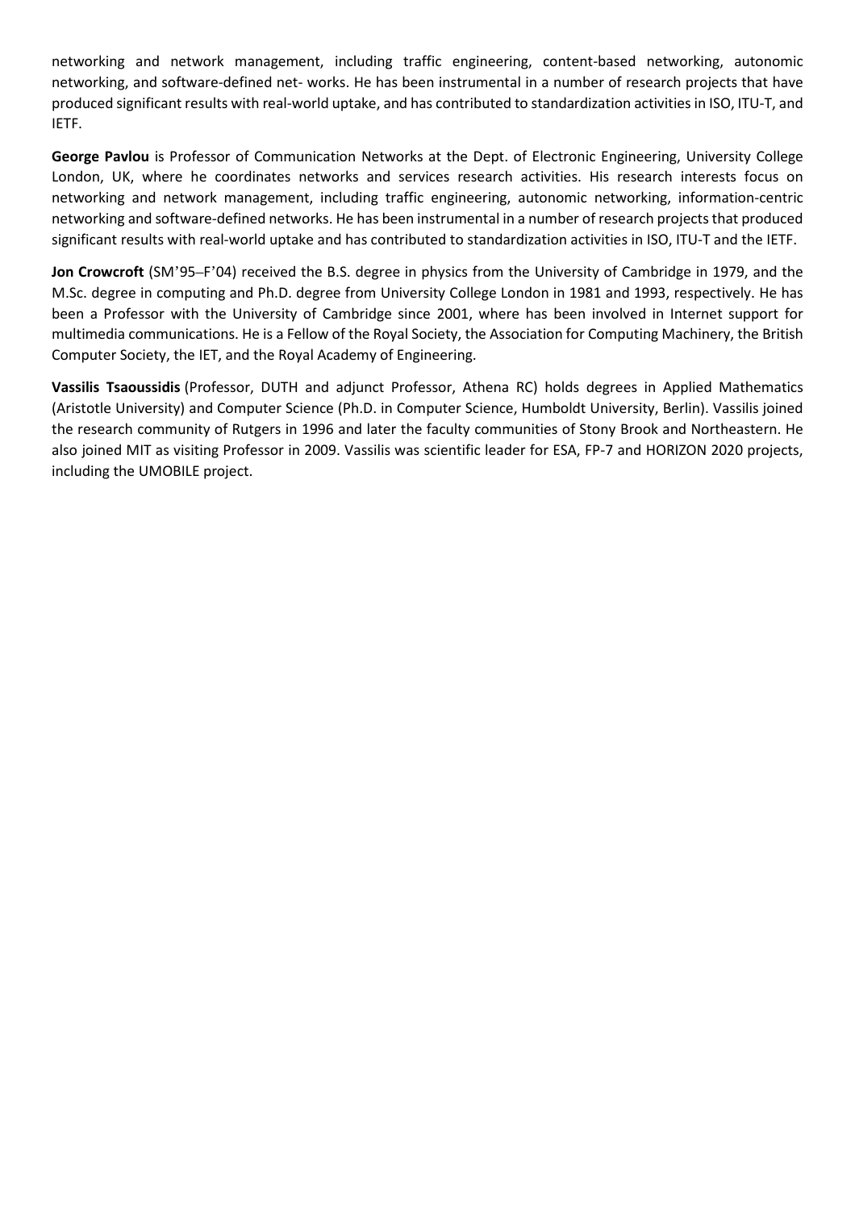networking and network management, including traffic engineering, content-based networking, autonomic networking, and software-defined net- works. He has been instrumental in a number of research projects that have produced significant results with real-world uptake, and has contributed to standardization activities in ISO, ITU-T, and IETF.

**George Pavlou** is Professor of Communication Networks at the Dept. of Electronic Engineering, University College London, UK, where he coordinates networks and services research activities. His research interests focus on networking and network management, including traffic engineering, autonomic networking, information-centric networking and software-defined networks. He has been instrumental in a number of research projects that produced significant results with real-world uptake and has contributed to standardization activities in ISO, ITU-T and the IETF.

**Jon Crowcroft** (SM'95–F'04) received the B.S. degree in physics from the University of Cambridge in 1979, and the M.Sc. degree in computing and Ph.D. degree from University College London in 1981 and 1993, respectively. He has been a Professor with the University of Cambridge since 2001, where has been involved in Internet support for multimedia communications. He is a Fellow of the Royal Society, the Association for Computing Machinery, the British Computer Society, the IET, and the Royal Academy of Engineering.

**Vassilis Tsaoussidis** (Professor, DUTH and adjunct Professor, Athena RC) holds degrees in Applied Mathematics (Aristotle University) and Computer Science (Ph.D. in Computer Science, Humboldt University, Berlin). Vassilis joined the research community of Rutgers in 1996 and later the faculty communities of Stony Brook and Northeastern. He also joined MIT as visiting Professor in 2009. Vassilis was scientific leader for ESA, FP-7 and HORIZON 2020 projects, including the UMOBILE project.